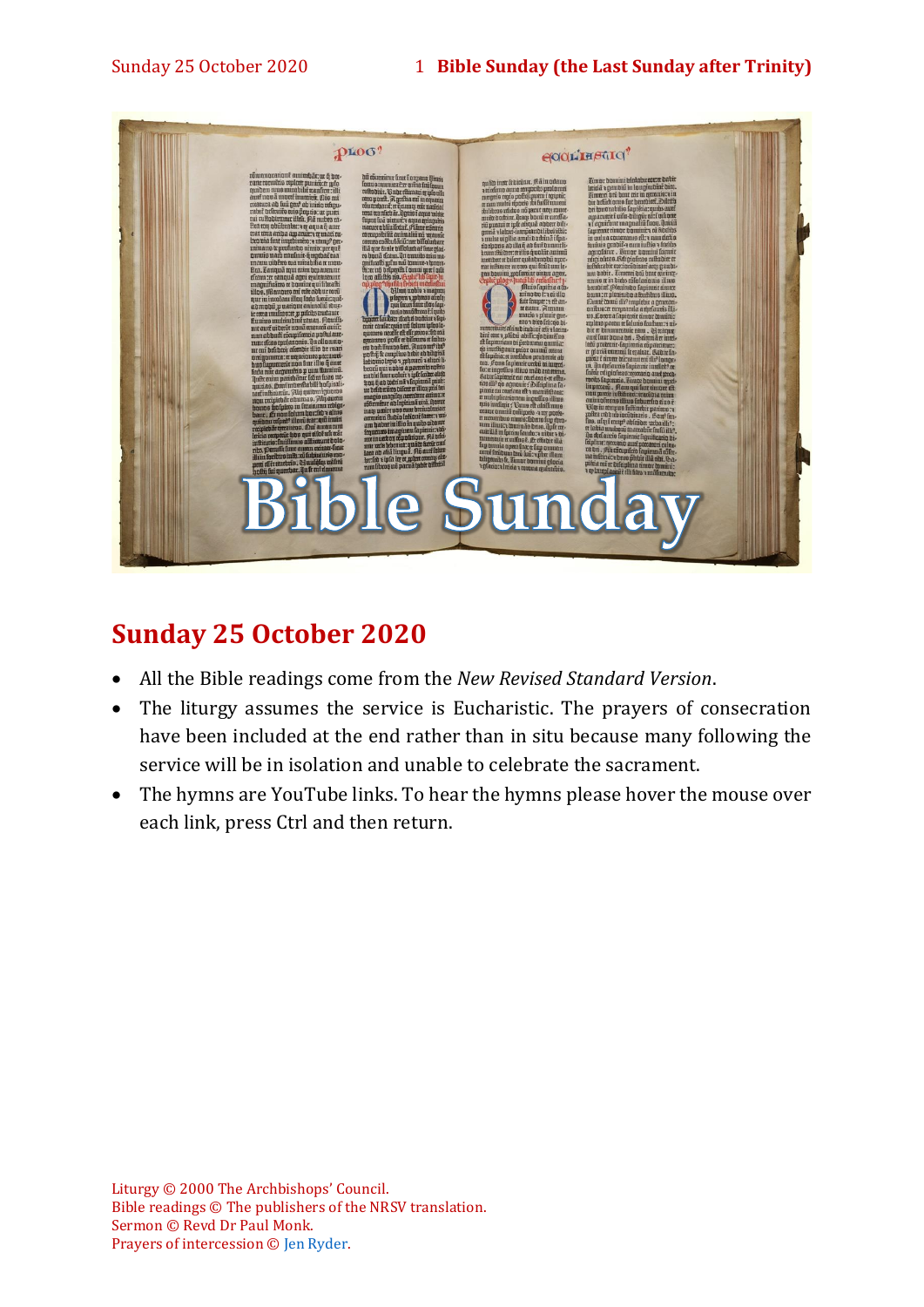## Sunday 25 October 2020

- All the Bible readings come from the *New Revised Standard Version*.
- The liturgy assumes the service is Eucharistic. The prayers of consecration have been included at the end rather than in situ because many following the service will be in isolation and unable to celebrate the sacrament.
- The hymns are YouTube links. To hear the hymns please hover the mouse over each link, press Ctrl and then return.

Liturgy © 2000 The Archbishops' Council.
Bible readings © The publishers of the NRSV translation.
Sermon © Revd Dr Paul Monk.
Prayers of intercession © Jen Ryder.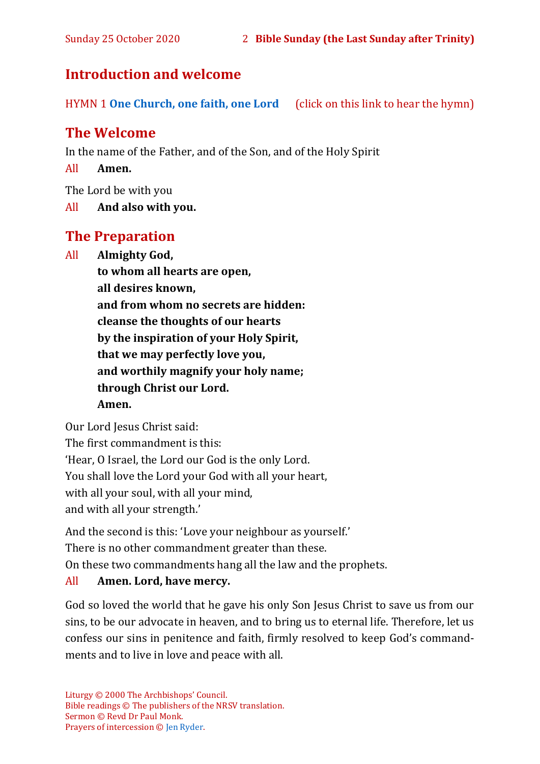## Introduction and welcome

HYMN 1 **One Church, one faith, one Lord** (click on this link to hear the hymn)

## The Welcome

In the name of the Father, and of the Son, and of the Holy Spirit

All **Amen.**

The Lord be with you

All **And also with you.**

## The Preparation

All **Almighty God,**
**to whom all hearts are open,**
**all desires known,**
**and from whom no secrets are hidden:**
**cleanse the thoughts of our hearts**
**by the inspiration of your Holy Spirit,**
**that we may perfectly love you,**
**and worthily magnify your holy name;**
**through Christ our Lord.**
**Amen.**

Our Lord Jesus Christ said:
The first commandment is this:
'Hear, O Israel, the Lord our God is the only Lord.
You shall love the Lord your God with all your heart,
with all your soul, with all your mind,
and with all your strength.'

And the second is this: 'Love your neighbour as yourself.'
There is no other commandment greater than these.
On these two commandments hang all the law and the prophets.

All **Amen. Lord, have mercy.**

God so loved the world that he gave his only Son Jesus Christ to save us from our sins, to be our advocate in heaven, and to bring us to eternal life. Therefore, let us confess our sins in penitence and faith, firmly resolved to keep God's commandments and to live in love and peace with all.

Liturgy © 2000 The Archbishops' Council.
Bible readings © The publishers of the NRSV translation.
Sermon © Revd Dr Paul Monk.
Prayers of intercession © Jen Ryder.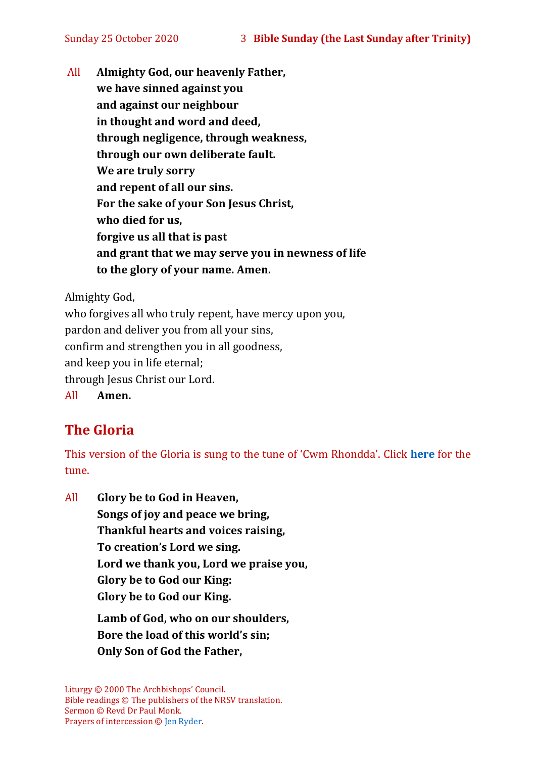All **Almighty God, our heavenly Father,**
**we have sinned against you**
**and against our neighbour**
**in thought and word and deed,**
**through negligence, through weakness,**
**through our own deliberate fault.**
**We are truly sorry**
**and repent of all our sins.**
**For the sake of your Son Jesus Christ,**
**who died for us,**
**forgive us all that is past**
**and grant that we may serve you in newness of life**
**to the glory of your name. Amen.**

Almighty God,
who forgives all who truly repent, have mercy upon you,
pardon and deliver you from all your sins,
confirm and strengthen you in all goodness,
and keep you in life eternal;
through Jesus Christ our Lord.
All **Amen.**

## The Gloria

This version of the Gloria is sung to the tune of 'Cwm Rhondda'. Click **here** for the tune.

All **Glory be to God in Heaven,**
**Songs of joy and peace we bring,**
**Thankful hearts and voices raising,**
**To creation's Lord we sing.**
**Lord we thank you, Lord we praise you,**
**Glory be to God our King:**
**Glory be to God our King.**

**Lamb of God, who on our shoulders,**
**Bore the load of this world's sin;**
**Only Son of God the Father,**

Liturgy © 2000 The Archbishops' Council.
Bible readings © The publishers of the NRSV translation.
Sermon © Revd Dr Paul Monk.
Prayers of intercession © Jen Ryder.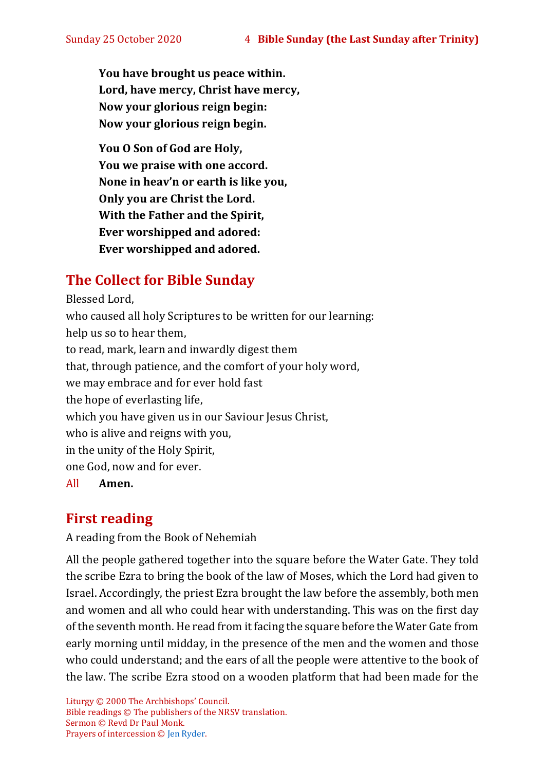**You have brought us peace within.**
**Lord, have mercy, Christ have mercy,**
**Now your glorious reign begin:**
**Now your glorious reign begin.**

**You O Son of God are Holy,**
**You we praise with one accord.**
**None in heav'n or earth is like you,**
**Only you are Christ the Lord.**
**With the Father and the Spirit,**
**Ever worshipped and adored:**
**Ever worshipped and adored.**

## The Collect for Bible Sunday

Blessed Lord,
who caused all holy Scriptures to be written for our learning:
help us so to hear them,
to read, mark, learn and inwardly digest them
that, through patience, and the comfort of your holy word,
we may embrace and for ever hold fast
the hope of everlasting life,
which you have given us in our Saviour Jesus Christ,
who is alive and reigns with you,
in the unity of the Holy Spirit,
one God, now and for ever.
All **Amen.**

## First reading

A reading from the Book of Nehemiah

All the people gathered together into the square before the Water Gate. They told the scribe Ezra to bring the book of the law of Moses, which the Lord had given to Israel. Accordingly, the priest Ezra brought the law before the assembly, both men and women and all who could hear with understanding. This was on the first day of the seventh month. He read from it facing the square before the Water Gate from early morning until midday, in the presence of the men and the women and those who could understand; and the ears of all the people were attentive to the book of the law. The scribe Ezra stood on a wooden platform that had been made for the

Liturgy © 2000 The Archbishops' Council.
Bible readings © The publishers of the NRSV translation.
Sermon © Revd Dr Paul Monk.
Prayers of intercession © Jen Ryder.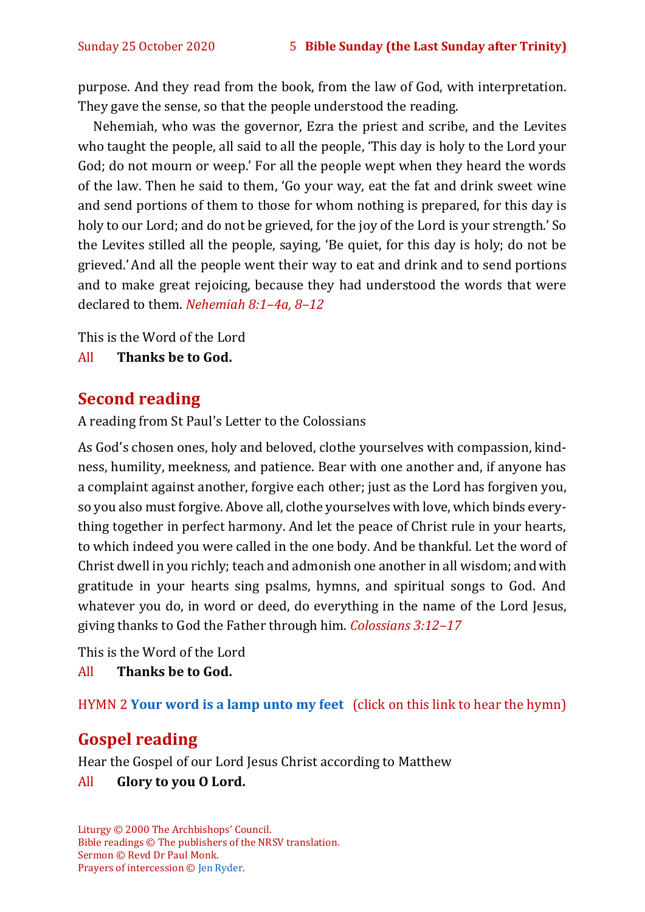purpose. And they read from the book, from the law of God, with interpretation. They gave the sense, so that the people understood the reading.

Nehemiah, who was the governor, Ezra the priest and scribe, and the Levites who taught the people, all said to all the people, 'This day is holy to the Lord your God; do not mourn or weep.' For all the people wept when they heard the words of the law. Then he said to them, 'Go your way, eat the fat and drink sweet wine and send portions of them to those for whom nothing is prepared, for this day is holy to our Lord; and do not be grieved, for the joy of the Lord is your strength.' So the Levites stilled all the people, saying, 'Be quiet, for this day is holy; do not be grieved.' And all the people went their way to eat and drink and to send portions and to make great rejoicing, because they had understood the words that were declared to them. *Nehemiah 8:1–4a, 8–12*

This is the Word of the Lord
All **Thanks be to God.**

## Second reading

A reading from St Paul's Letter to the Colossians

As God's chosen ones, holy and beloved, clothe yourselves with compassion, kindness, humility, meekness, and patience. Bear with one another and, if anyone has a complaint against another, forgive each other; just as the Lord has forgiven you, so you also must forgive. Above all, clothe yourselves with love, which binds everything together in perfect harmony. And let the peace of Christ rule in your hearts, to which indeed you were called in the one body. And be thankful. Let the word of Christ dwell in you richly; teach and admonish one another in all wisdom; and with gratitude in your hearts sing psalms, hymns, and spiritual songs to God. And whatever you do, in word or deed, do everything in the name of the Lord Jesus, giving thanks to God the Father through him. *Colossians 3:12–17*

This is the Word of the Lord
All **Thanks be to God.**

HYMN 2 **Your word is a lamp unto my feet** (click on this link to hear the hymn)

## Gospel reading

Hear the Gospel of our Lord Jesus Christ according to Matthew
All **Glory to you O Lord.**

Liturgy © 2000 The Archbishops' Council.
Bible readings © The publishers of the NRSV translation.
Sermon © Revd Dr Paul Monk.
Prayers of intercession © Jen Ryder.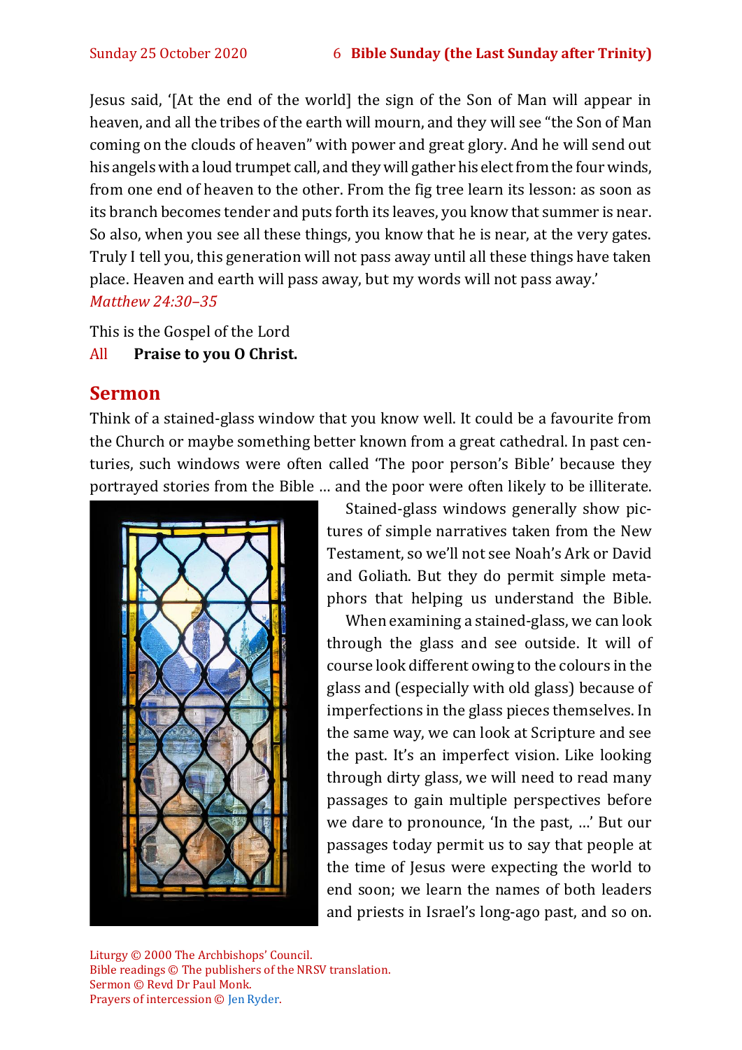Jesus said, '[At the end of the world] the sign of the Son of Man will appear in heaven, and all the tribes of the earth will mourn, and they will see "the Son of Man coming on the clouds of heaven" with power and great glory. And he will send out his angels with a loud trumpet call, and they will gather his elect from the four winds, from one end of heaven to the other. From the fig tree learn its lesson: as soon as its branch becomes tender and puts forth its leaves, you know that summer is near. So also, when you see all these things, you know that he is near, at the very gates. Truly I tell you, this generation will not pass away until all these things have taken place. Heaven and earth will pass away, but my words will not pass away.'
*Matthew 24:30–35*

This is the Gospel of the Lord
All **Praise to you O Christ.**

## Sermon

Think of a stained-glass window that you know well. It could be a favourite from the Church or maybe something better known from a great cathedral. In past centuries, such windows were often called 'The poor person's Bible' because they portrayed stories from the Bible … and the poor were often likely to be illiterate.

Stained-glass windows generally show pictures of simple narratives taken from the New Testament, so we'll not see Noah's Ark or David and Goliath. But they do permit simple metaphors that helping us understand the Bible.

When examining a stained-glass, we can look through the glass and see outside. It will of course look different owing to the colours in the glass and (especially with old glass) because of imperfections in the glass pieces themselves. In the same way, we can look at Scripture and see the past. It's an imperfect vision. Like looking through dirty glass, we will need to read many passages to gain multiple perspectives before we dare to pronounce, 'In the past, …' But our passages today permit us to say that people at the time of Jesus were expecting the world to end soon; we learn the names of both leaders and priests in Israel's long-ago past, and so on.

Liturgy © 2000 The Archbishops' Council.
Bible readings © The publishers of the NRSV translation.
Sermon © Revd Dr Paul Monk.
Prayers of intercession © Jen Ryder.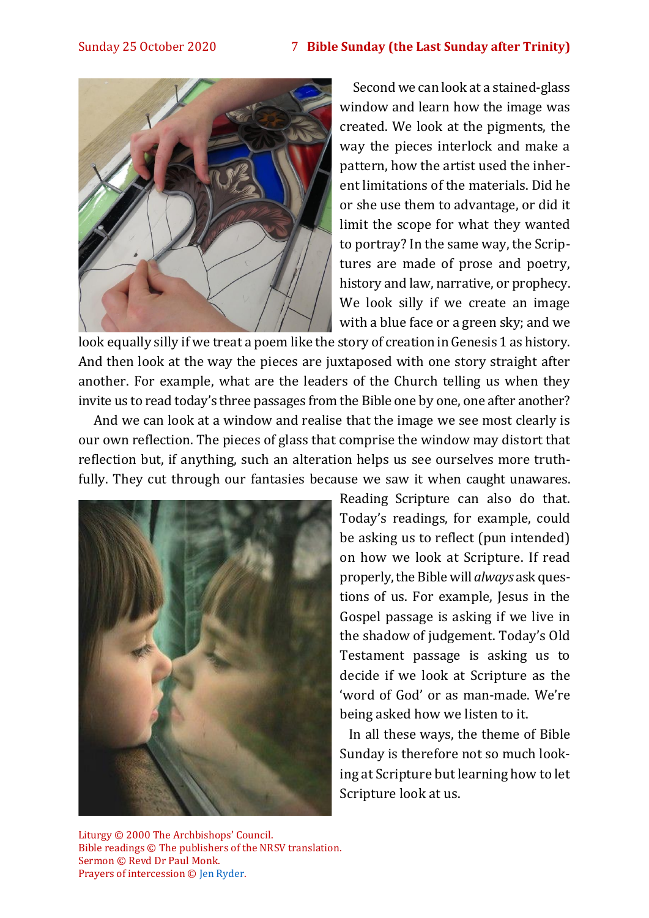Second we can look at a stained-glass window and learn how the image was created. We look at the pigments, the way the pieces interlock and make a pattern, how the artist used the inherent limitations of the materials. Did he or she use them to advantage, or did it limit the scope for what they wanted to portray? In the same way, the Scriptures are made of prose and poetry, history and law, narrative, or prophecy. We look silly if we create an image with a blue face or a green sky; and we look equally silly if we treat a poem like the story of creation in Genesis 1 as history. And then look at the way the pieces are juxtaposed with one story straight after another. For example, what are the leaders of the Church telling us when they invite us to read today's three passages from the Bible one by one, one after another?

And we can look at a window and realise that the image we see most clearly is our own reflection. The pieces of glass that comprise the window may distort that reflection but, if anything, such an alteration helps us see ourselves more truthfully. They cut through our fantasies because we saw it when caught unawares. Reading Scripture can also do that. Today's readings, for example, could be asking us to reflect (pun intended) on how we look at Scripture. If read properly, the Bible will *always* ask questions of us. For example, Jesus in the Gospel passage is asking if we live in the shadow of judgement. Today's Old Testament passage is asking us to decide if we look at Scripture as the 'word of God' or as man-made. We're being asked how we listen to it.

In all these ways, the theme of Bible Sunday is therefore not so much looking at Scripture but learning how to let Scripture look at us.

Liturgy © 2000 The Archbishops' Council.
Bible readings © The publishers of the NRSV translation.
Sermon © Revd Dr Paul Monk.
Prayers of intercession © Jen Ryder.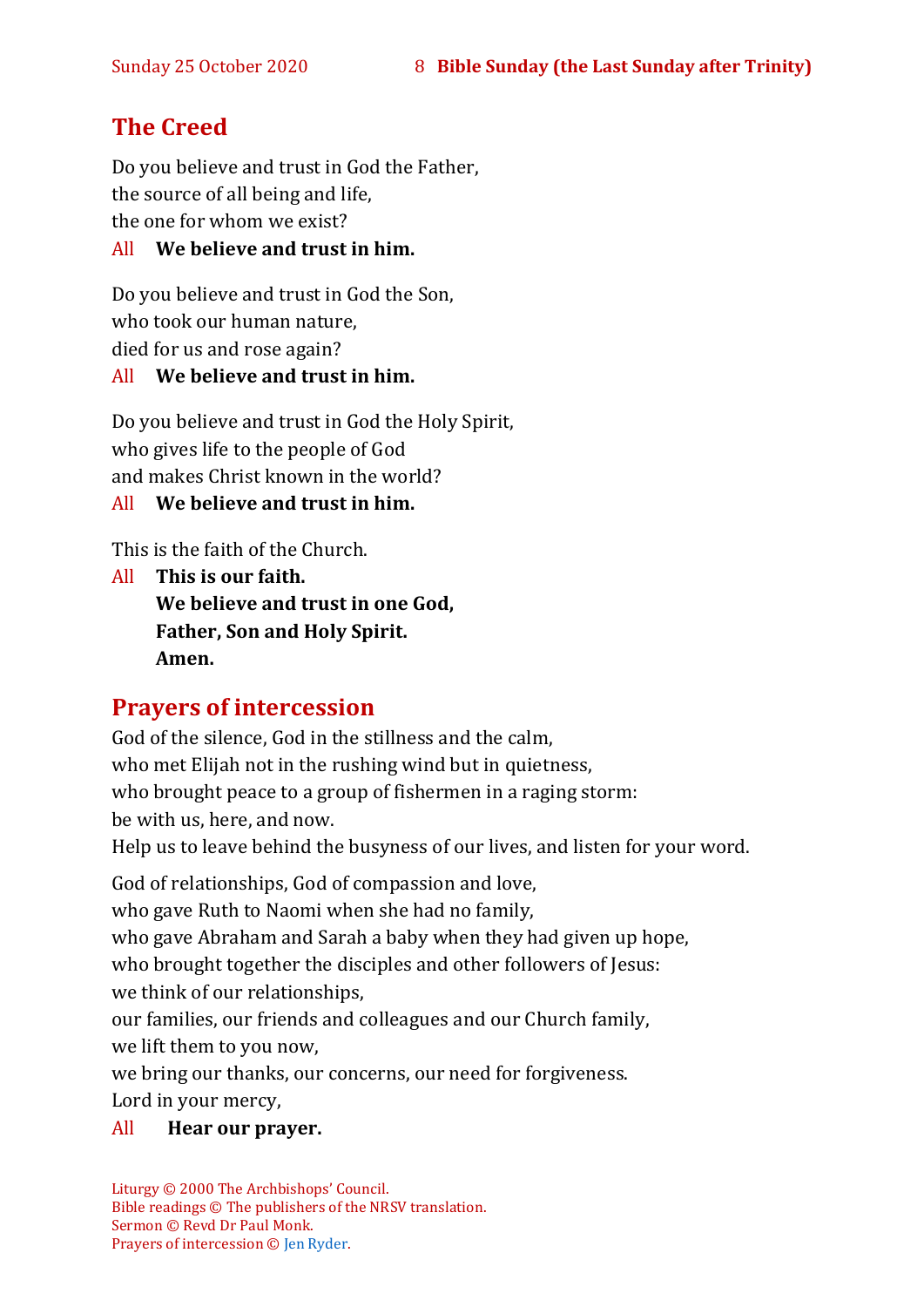## The Creed

Do you believe and trust in God the Father,
the source of all being and life,
the one for whom we exist?

All **We believe and trust in him.**

Do you believe and trust in God the Son,
who took our human nature,
died for us and rose again?

All **We believe and trust in him.**

Do you believe and trust in God the Holy Spirit,
who gives life to the people of God
and makes Christ known in the world?

All **We believe and trust in him.**

This is the faith of the Church.

All **This is our faith.**
**We believe and trust in one God,**
**Father, Son and Holy Spirit.**
**Amen.**

## Prayers of intercession

God of the silence, God in the stillness and the calm,
who met Elijah not in the rushing wind but in quietness,
who brought peace to a group of fishermen in a raging storm:
be with us, here, and now.
Help us to leave behind the busyness of our lives, and listen for your word.

God of relationships, God of compassion and love,
who gave Ruth to Naomi when she had no family,
who gave Abraham and Sarah a baby when they had given up hope,
who brought together the disciples and other followers of Jesus:
we think of our relationships,
our families, our friends and colleagues and our Church family,
we lift them to you now,
we bring our thanks, our concerns, our need for forgiveness.
Lord in your mercy,

All **Hear our prayer.**

Liturgy © 2000 The Archbishops' Council.
Bible readings © The publishers of the NRSV translation.
Sermon © Revd Dr Paul Monk.
Prayers of intercession © Jen Ryder.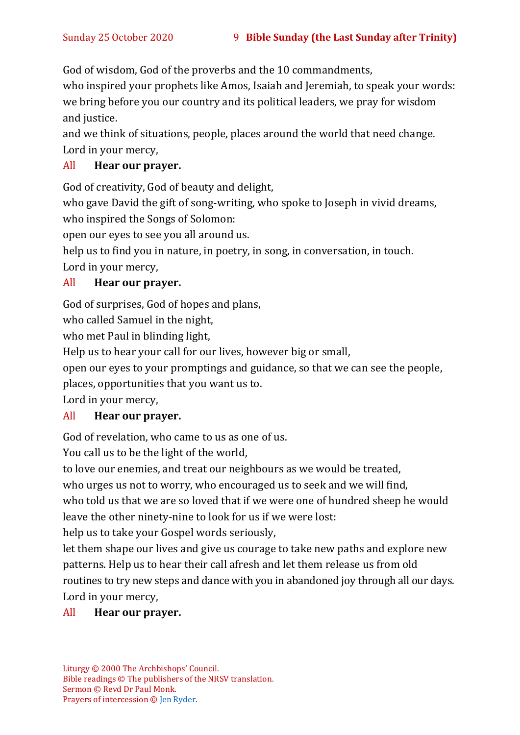God of wisdom, God of the proverbs and the 10 commandments,
who inspired your prophets like Amos, Isaiah and Jeremiah, to speak your words:
we bring before you our country and its political leaders, we pray for wisdom and justice.
and we think of situations, people, places around the world that need change.
Lord in your mercy,

All **Hear our prayer.**

God of creativity, God of beauty and delight,
who gave David the gift of song-writing, who spoke to Joseph in vivid dreams,
who inspired the Songs of Solomon:
open our eyes to see you all around us.
help us to find you in nature, in poetry, in song, in conversation, in touch.
Lord in your mercy,

All **Hear our prayer.**

God of surprises, God of hopes and plans,
who called Samuel in the night,
who met Paul in blinding light,
Help us to hear your call for our lives, however big or small,
open our eyes to your promptings and guidance, so that we can see the people, places, opportunities that you want us to.
Lord in your mercy,

All **Hear our prayer.**

God of revelation, who came to us as one of us.
You call us to be the light of the world,
to love our enemies, and treat our neighbours as we would be treated,
who urges us not to worry, who encouraged us to seek and we will find,
who told us that we are so loved that if we were one of hundred sheep he would leave the other ninety-nine to look for us if we were lost:
help us to take your Gospel words seriously,
let them shape our lives and give us courage to take new paths and explore new patterns. Help us to hear their call afresh and let them release us from old routines to try new steps and dance with you in abandoned joy through all our days.
Lord in your mercy,

All **Hear our prayer.**

Liturgy © 2000 The Archbishops' Council.
Bible readings © The publishers of the NRSV translation.
Sermon © Revd Dr Paul Monk.
Prayers of intercession © Jen Ryder.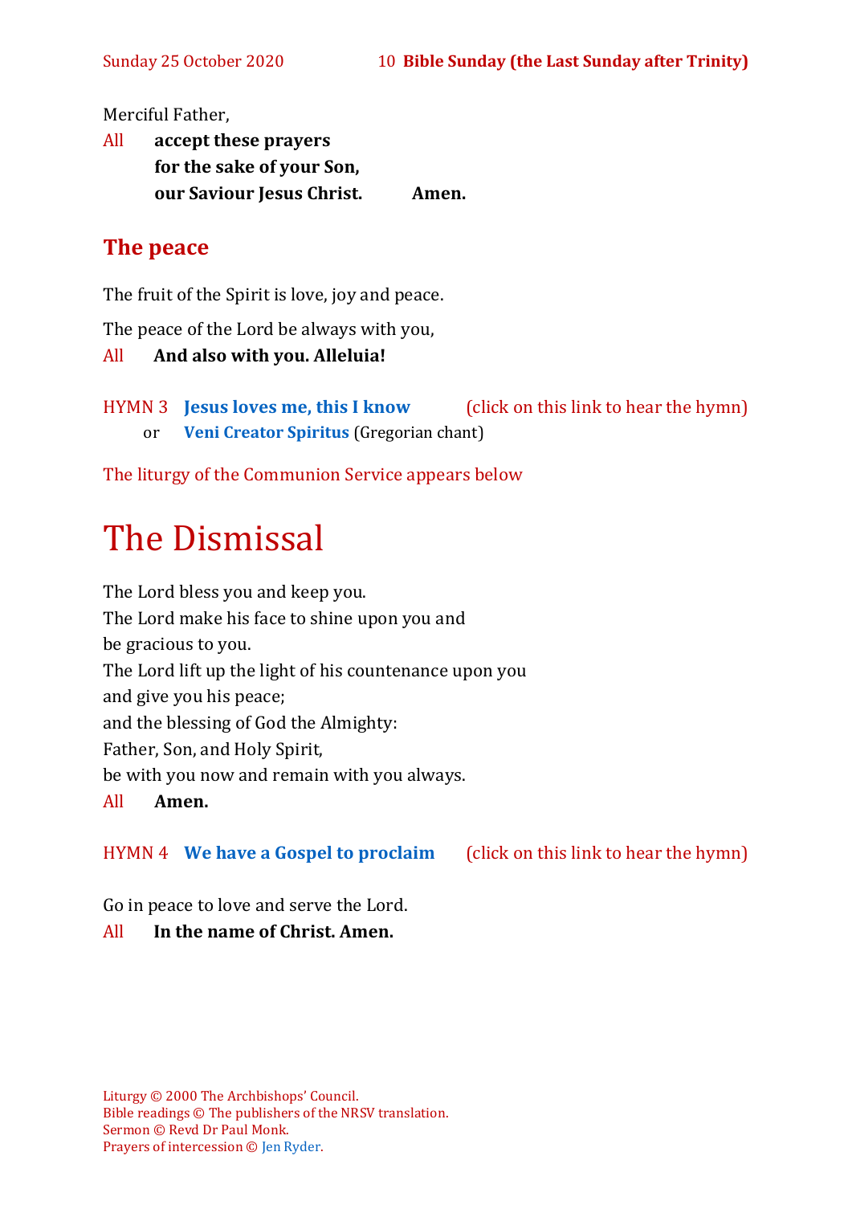Merciful Father,

All **accept these prayers**
**for the sake of your Son,**
**our Saviour Jesus Christ. Amen.**

## The peace

The fruit of the Spirit is love, joy and peace.

The peace of the Lord be always with you,

All **And also with you. Alleluia!**

HYMN 3 **Jesus loves me, this I know** (click on this link to hear the hymn)
or **Veni Creator Spiritus** (Gregorian chant)

The liturgy of the Communion Service appears below

# The Dismissal

The Lord bless you and keep you.
The Lord make his face to shine upon you and
be gracious to you.
The Lord lift up the light of his countenance upon you
and give you his peace;
and the blessing of God the Almighty:
Father, Son, and Holy Spirit,
be with you now and remain with you always.

All **Amen.**

HYMN 4 **We have a Gospel to proclaim** (click on this link to hear the hymn)

Go in peace to love and serve the Lord.

All **In the name of Christ. Amen.**

Liturgy © 2000 The Archbishops' Council.
Bible readings © The publishers of the NRSV translation.
Sermon © Revd Dr Paul Monk.
Prayers of intercession © Jen Ryder.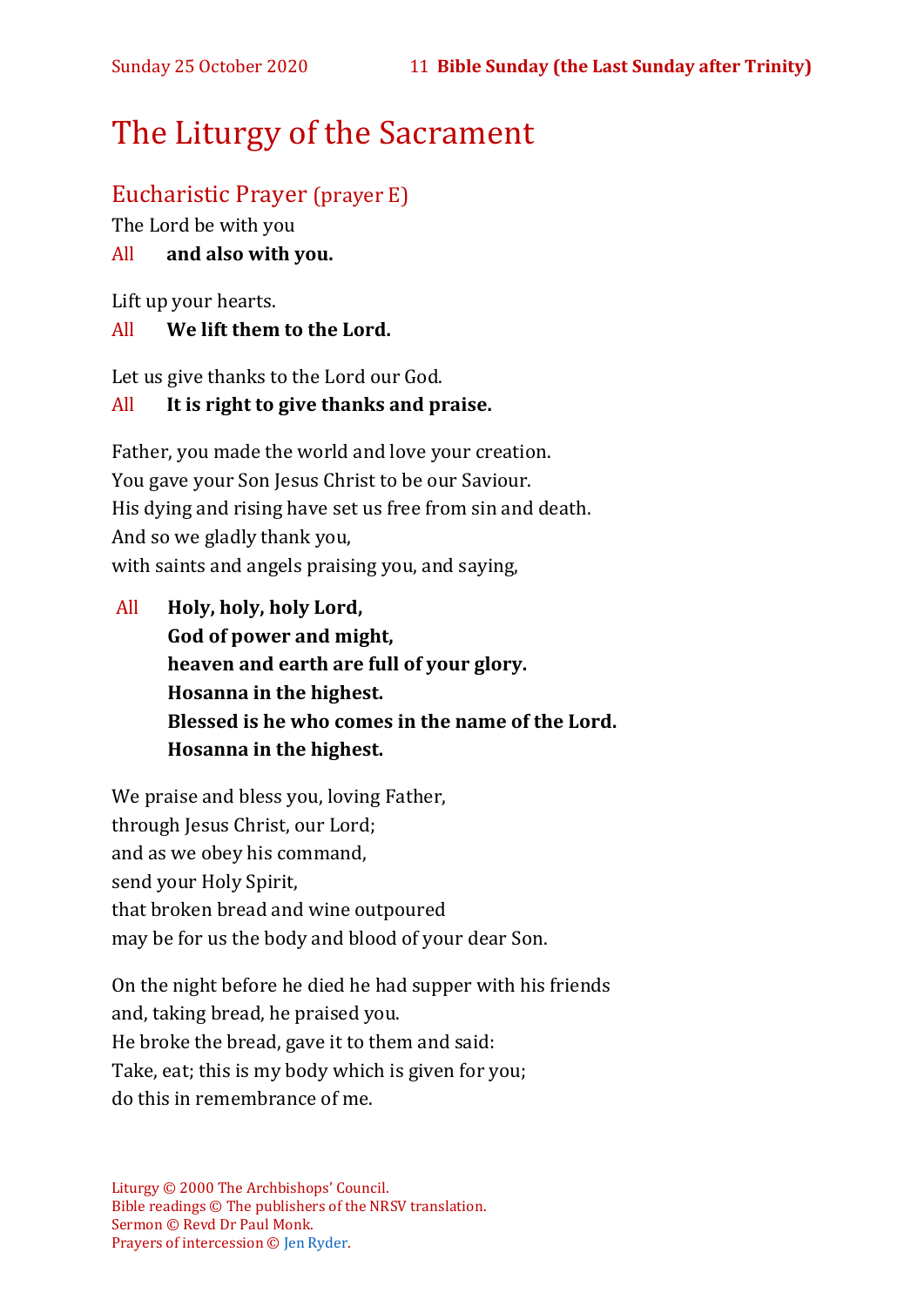# The Liturgy of the Sacrament

## Eucharistic Prayer (prayer E)

The Lord be with you

All **and also with you.**

Lift up your hearts.

All **We lift them to the Lord.**

Let us give thanks to the Lord our God.

All **It is right to give thanks and praise.**

Father, you made the world and love your creation.
You gave your Son Jesus Christ to be our Saviour.
His dying and rising have set us free from sin and death.
And so we gladly thank you,
with saints and angels praising you, and saying,

All **Holy, holy, holy Lord,**
**God of power and might,**
**heaven and earth are full of your glory.**
**Hosanna in the highest.**
**Blessed is he who comes in the name of the Lord.**
**Hosanna in the highest.**

We praise and bless you, loving Father,
through Jesus Christ, our Lord;
and as we obey his command,
send your Holy Spirit,
that broken bread and wine outpoured
may be for us the body and blood of your dear Son.

On the night before he died he had supper with his friends
and, taking bread, he praised you.
He broke the bread, gave it to them and said:
Take, eat; this is my body which is given for you;
do this in remembrance of me.

Liturgy © 2000 The Archbishops' Council.
Bible readings © The publishers of the NRSV translation.
Sermon © Revd Dr Paul Monk.
Prayers of intercession © Jen Ryder.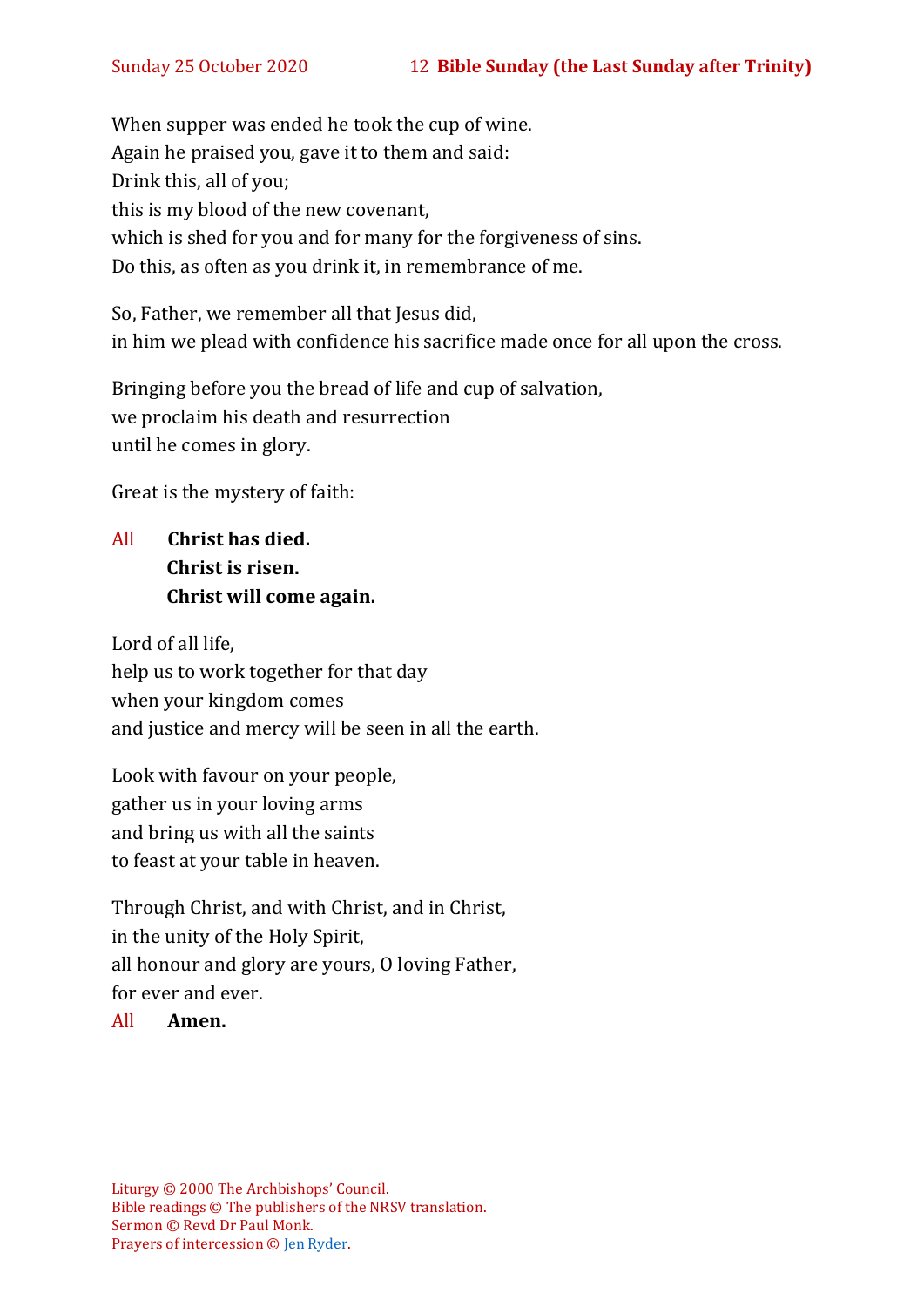When supper was ended he took the cup of wine.
Again he praised you, gave it to them and said:
Drink this, all of you;
this is my blood of the new covenant,
which is shed for you and for many for the forgiveness of sins.
Do this, as often as you drink it, in remembrance of me.

So, Father, we remember all that Jesus did,
in him we plead with confidence his sacrifice made once for all upon the cross.

Bringing before you the bread of life and cup of salvation,
we proclaim his death and resurrection
until he comes in glory.

Great is the mystery of faith:

All **Christ has died.**
**Christ is risen.**
**Christ will come again.**

Lord of all life,
help us to work together for that day
when your kingdom comes
and justice and mercy will be seen in all the earth.

Look with favour on your people,
gather us in your loving arms
and bring us with all the saints
to feast at your table in heaven.

Through Christ, and with Christ, and in Christ,
in the unity of the Holy Spirit,
all honour and glory are yours, O loving Father,
for ever and ever.
All **Amen.**

Liturgy © 2000 The Archbishops' Council.
Bible readings © The publishers of the NRSV translation.
Sermon © Revd Dr Paul Monk.
Prayers of intercession © Jen Ryder.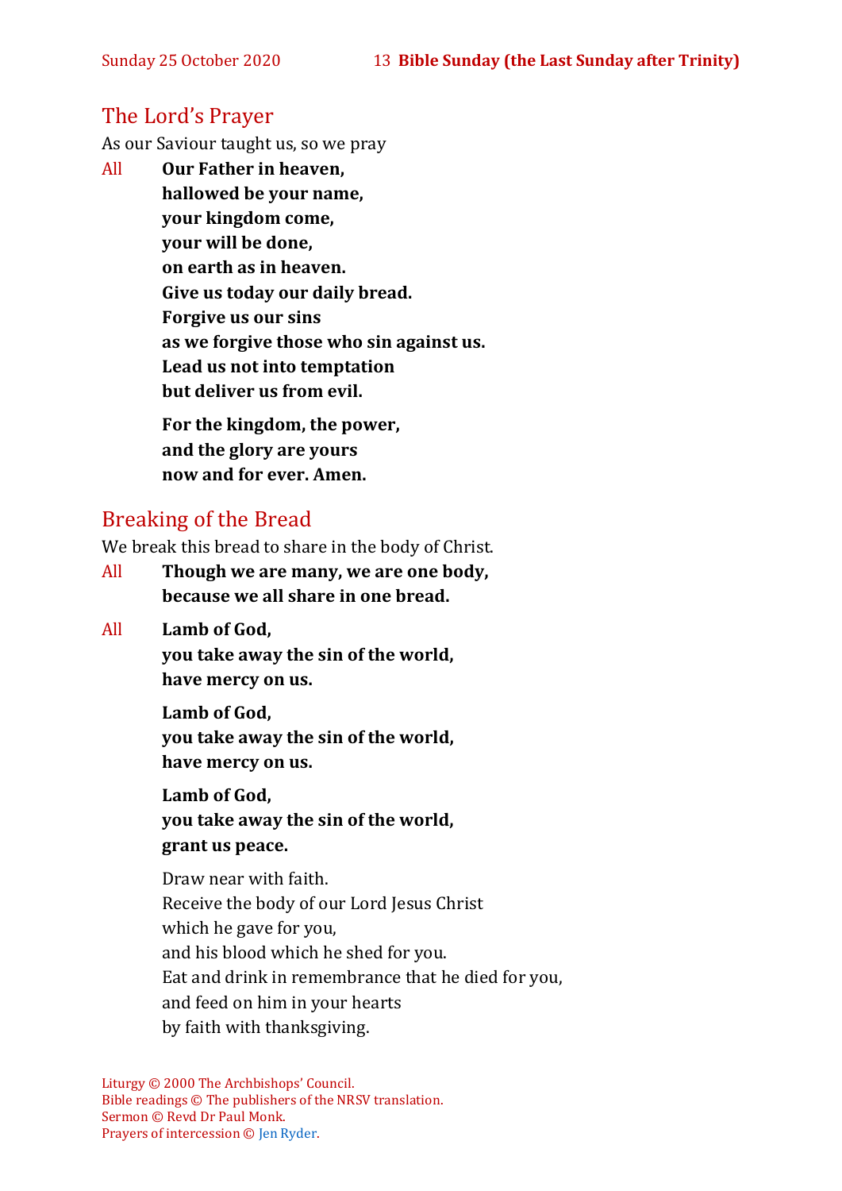## The Lord's Prayer

As our Saviour taught us, so we pray

All **Our Father in heaven,**
**hallowed be your name,**
**your kingdom come,**
**your will be done,**
**on earth as in heaven.**
**Give us today our daily bread.**
**Forgive us our sins**
**as we forgive those who sin against us.**
**Lead us not into temptation**
**but deliver us from evil.**

**For the kingdom, the power,**
**and the glory are yours**
**now and for ever. Amen.**

## Breaking of the Bread

We break this bread to share in the body of Christ.

All **Though we are many, we are one body,**
**because we all share in one bread.**

All **Lamb of God,**
**you take away the sin of the world,**
**have mercy on us.**

**Lamb of God,**
**you take away the sin of the world,**
**have mercy on us.**

**Lamb of God,**
**you take away the sin of the world,**
**grant us peace.**

Draw near with faith.
Receive the body of our Lord Jesus Christ
which he gave for you,
and his blood which he shed for you.
Eat and drink in remembrance that he died for you,
and feed on him in your hearts
by faith with thanksgiving.

Liturgy © 2000 The Archbishops' Council.
Bible readings © The publishers of the NRSV translation.
Sermon © Revd Dr Paul Monk.
Prayers of intercession © Jen Ryder.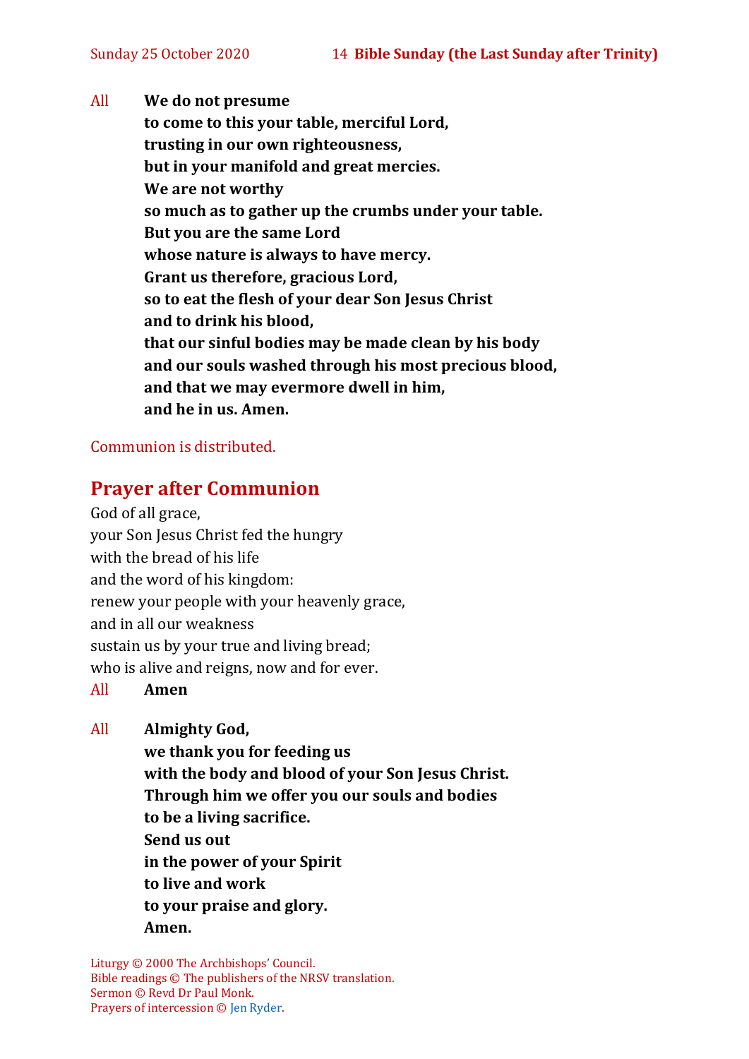All **We do not presume**
**to come to this your table, merciful Lord,**
**trusting in our own righteousness,**
**but in your manifold and great mercies.**
**We are not worthy**
**so much as to gather up the crumbs under your table.**
**But you are the same Lord**
**whose nature is always to have mercy.**
**Grant us therefore, gracious Lord,**
**so to eat the flesh of your dear Son Jesus Christ**
**and to drink his blood,**
**that our sinful bodies may be made clean by his body**
**and our souls washed through his most precious blood,**
**and that we may evermore dwell in him,**
**and he in us. Amen.**

Communion is distributed.

## Prayer after Communion

God of all grace,
your Son Jesus Christ fed the hungry
with the bread of his life
and the word of his kingdom:
renew your people with your heavenly grace,
and in all our weakness
sustain us by your true and living bread;
who is alive and reigns, now and for ever.

All **Amen**

All **Almighty God,**
**we thank you for feeding us**
**with the body and blood of your Son Jesus Christ.**
**Through him we offer you our souls and bodies**
**to be a living sacrifice.**
**Send us out**
**in the power of your Spirit**
**to live and work**
**to your praise and glory.**
**Amen.**

Liturgy © 2000 The Archbishops' Council.
Bible readings © The publishers of the NRSV translation.
Sermon © Revd Dr Paul Monk.
Prayers of intercession © Jen Ryder.